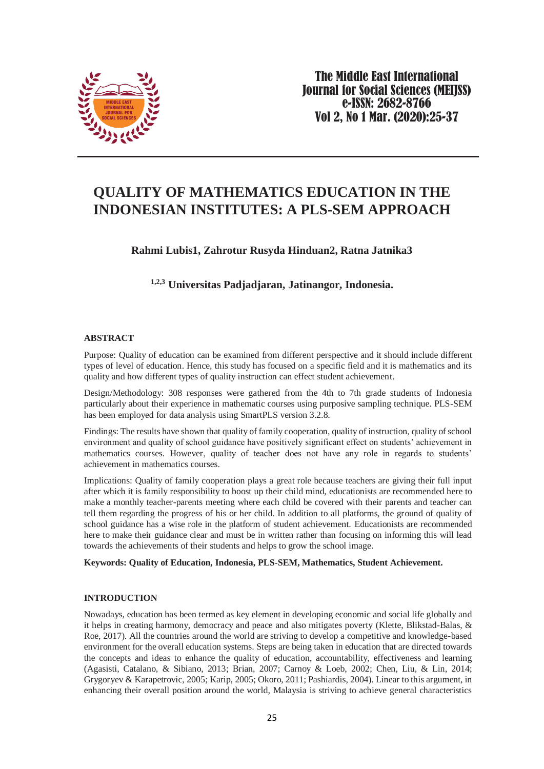# QUALITY OF MATHEMATICS EDUCATION IN THE INDONESIAN INSTITUTES: A PLS-SEM APPROACH

**Rahmi Lubis1, Zahrotur Rusyda Hinduan2, Ratna Jatnika3**

**[1,2,3] Universitas Padjadjaran, Jatinangor, Indonesia.**

## ABSTRACT

Purpose: Quality of education can be examined from different perspective and it should include different types of level of education. Hence, this study has focused on a specific field and it is mathematics and its quality and how different types of quality instruction can effect student achievement.

Design/Methodology: 308 responses were gathered from the 4th to 7th grade students of Indonesia particularly about their experience in mathematic courses using purposive sampling technique. PLS-SEM has been employed for data analysis using SmartPLS version 3.2.8.

Findings: The results have shown that quality of family cooperation, quality of instruction, quality of school environment and quality of school guidance have positively significant effect on students' achievement in mathematics courses. However, quality of teacher does not have any role in regards to students' achievement in mathematics courses.

Implications: Quality of family cooperation plays a great role because teachers are giving their full input after which it is family responsibility to boost up their child mind, educationists are recommended here to make a monthly teacher-parents meeting where each child be covered with their parents and teacher can tell them regarding the progress of his or her child. In addition to all platforms, the ground of quality of school guidance has a wise role in the platform of student achievement. Educationists are recommended here to make their guidance clear and must be in written rather than focusing on informing this will lead towards the achievements of their students and helps to grow the school image.

**Keywords: Quality of Education, Indonesia, PLS-SEM, Mathematics, Student Achievement.**

## INTRODUCTION

Nowadays, education has been termed as key element in developing economic and social life globally and it helps in creating harmony, democracy and peace and also mitigates poverty (Klette, Blikstad-Balas, & Roe, 2017). All the countries around the world are striving to develop a competitive and knowledge-based environment for the overall education systems. Steps are being taken in education that are directed towards the concepts and ideas to enhance the quality of education, accountability, effectiveness and learning (Agasisti, Catalano, & Sibiano, 2013; Brian, 2007; Carnoy & Loeb, 2002; Chen, Liu, & Lin, 2014; Grygoryev & Karapetrovic, 2005; Karip, 2005; Okoro, 2011; Pashiardis, 2004). Linear to this argument, in enhancing their overall position around the world, Malaysia is striving to achieve general characteristics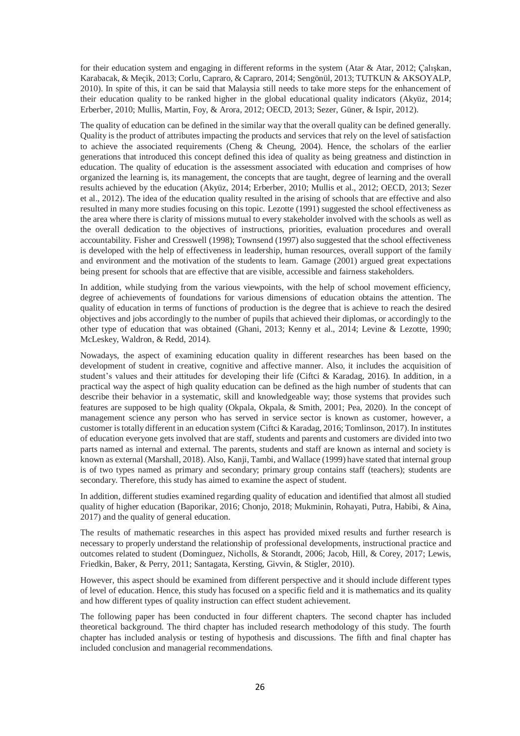for their education system and engaging in different reforms in the system (Atar & Atar, 2012; Çalışkan, Karabacak, & Meçik, 2013; Corlu, Capraro, & Capraro, 2014; Sengönül, 2013; TUTKUN & AKSOYALP, 2010). In spite of this, it can be said that Malaysia still needs to take more steps for the enhancement of their education quality to be ranked higher in the global educational quality indicators (Akyüz, 2014; Erberber, 2010; Mullis, Martin, Foy, & Arora, 2012; OECD, 2013; Sezer, Güner, & Ispir, 2012).

The quality of education can be defined in the similar way that the overall quality can be defined generally. Quality is the product of attributes impacting the products and services that rely on the level of satisfaction to achieve the associated requirements (Cheng & Cheung, 2004). Hence, the scholars of the earlier generations that introduced this concept defined this idea of quality as being greatness and distinction in education. The quality of education is the assessment associated with education and comprises of how organized the learning is, its management, the concepts that are taught, degree of learning and the overall results achieved by the education (Akyüz, 2014; Erberber, 2010; Mullis et al., 2012; OECD, 2013; Sezer et al., 2012). The idea of the education quality resulted in the arising of schools that are effective and also resulted in many more studies focusing on this topic. Lezotte (1991) suggested the school effectiveness as the area where there is clarity of missions mutual to every stakeholder involved with the schools as well as the overall dedication to the objectives of instructions, priorities, evaluation procedures and overall accountability. Fisher and Cresswell (1998); Townsend (1997) also suggested that the school effectiveness is developed with the help of effectiveness in leadership, human resources, overall support of the family and environment and the motivation of the students to learn. Gamage (2001) argued great expectations being present for schools that are effective that are visible, accessible and fairness stakeholders.

In addition, while studying from the various viewpoints, with the help of school movement efficiency, degree of achievements of foundations for various dimensions of education obtains the attention. The quality of education in terms of functions of production is the degree that is achieve to reach the desired objectives and jobs accordingly to the number of pupils that achieved their diplomas, or accordingly to the other type of education that was obtained (Ghani, 2013; Kenny et al., 2014; Levine & Lezotte, 1990; McLeskey, Waldron, & Redd, 2014).

Nowadays, the aspect of examining education quality in different researches has been based on the development of student in creative, cognitive and affective manner. Also, it includes the acquisition of student's values and their attitudes for developing their life (Ciftci & Karadag, 2016). In addition, in a practical way the aspect of high quality education can be defined as the high number of students that can describe their behavior in a systematic, skill and knowledgeable way; those systems that provides such features are supposed to be high quality (Okpala, Okpala, & Smith, 2001; Pea, 2020). In the concept of management science any person who has served in service sector is known as customer, however, a customer is totally different in an education system (Ciftci & Karadag, 2016; Tomlinson, 2017). In institutes of education everyone gets involved that are staff, students and parents and customers are divided into two parts named as internal and external. The parents, students and staff are known as internal and society is known as external (Marshall, 2018). Also, Kanji, Tambi, and Wallace (1999) have stated that internal group is of two types named as primary and secondary; primary group contains staff (teachers); students are secondary. Therefore, this study has aimed to examine the aspect of student.

In addition, different studies examined regarding quality of education and identified that almost all studied quality of higher education (Baporikar, 2016; Chonjo, 2018; Mukminin, Rohayati, Putra, Habibi, & Aina, 2017) and the quality of general education.

The results of mathematic researches in this aspect has provided mixed results and further research is necessary to properly understand the relationship of professional developments, instructional practice and outcomes related to student (Dominguez, Nicholls, & Storandt, 2006; Jacob, Hill, & Corey, 2017; Lewis, Friedkin, Baker, & Perry, 2011; Santagata, Kersting, Givvin, & Stigler, 2010).

However, this aspect should be examined from different perspective and it should include different types of level of education. Hence, this study has focused on a specific field and it is mathematics and its quality and how different types of quality instruction can effect student achievement.

The following paper has been conducted in four different chapters. The second chapter has included theoretical background. The third chapter has included research methodology of this study. The fourth chapter has included analysis or testing of hypothesis and discussions. The fifth and final chapter has included conclusion and managerial recommendations.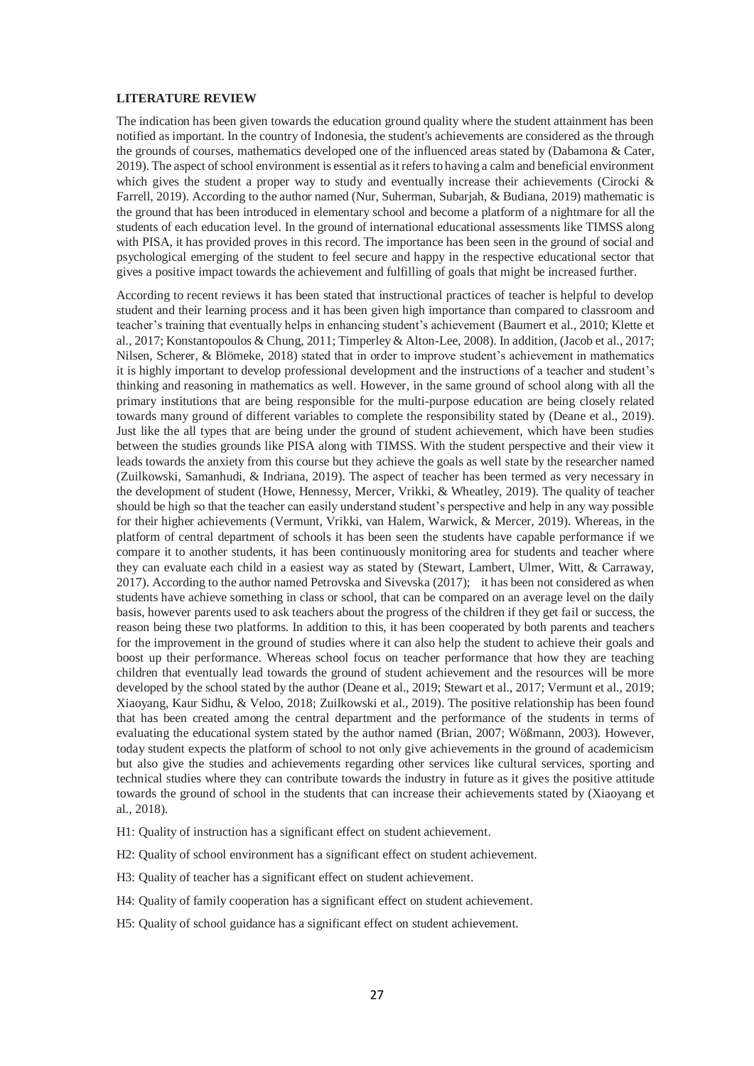**LITERATURE REVIEW**

The indication has been given towards the education ground quality where the student attainment has been notified as important. In the country of Indonesia, the student's achievements are considered as the through the grounds of courses, mathematics developed one of the influenced areas stated by (Dabamona & Cater, 2019). The aspect of school environment is essential as it refers to having a calm and beneficial environment which gives the student a proper way to study and eventually increase their achievements (Cirocki & Farrell, 2019). According to the author named (Nur, Suherman, Subarjah, & Budiana, 2019) mathematic is the ground that has been introduced in elementary school and become a platform of a nightmare for all the students of each education level. In the ground of international educational assessments like TIMSS along with PISA, it has provided proves in this record. The importance has been seen in the ground of social and psychological emerging of the student to feel secure and happy in the respective educational sector that gives a positive impact towards the achievement and fulfilling of goals that might be increased further.

According to recent reviews it has been stated that instructional practices of teacher is helpful to develop student and their learning process and it has been given high importance than compared to classroom and teacher's training that eventually helps in enhancing student's achievement (Baumert et al., 2010; Klette et al., 2017; Konstantopoulos & Chung, 2011; Timperley & Alton-Lee, 2008). In addition, (Jacob et al., 2017; Nilsen, Scherer, & Blömeke, 2018) stated that in order to improve student's achievement in mathematics it is highly important to develop professional development and the instructions of a teacher and student's thinking and reasoning in mathematics as well. However, in the same ground of school along with all the primary institutions that are being responsible for the multi-purpose education are being closely related towards many ground of different variables to complete the responsibility stated by (Deane et al., 2019). Just like the all types that are being under the ground of student achievement, which have been studies between the studies grounds like PISA along with TIMSS. With the student perspective and their view it leads towards the anxiety from this course but they achieve the goals as well state by the researcher named (Zuilkowski, Samanhudi, & Indriana, 2019). The aspect of teacher has been termed as very necessary in the development of student (Howe, Hennessy, Mercer, Vrikki, & Wheatley, 2019). The quality of teacher should be high so that the teacher can easily understand student's perspective and help in any way possible for their higher achievements (Vermunt, Vrikki, van Halem, Warwick, & Mercer, 2019). Whereas, in the platform of central department of schools it has been seen the students have capable performance if we compare it to another students, it has been continuously monitoring area for students and teacher where they can evaluate each child in a easiest way as stated by (Stewart, Lambert, Ulmer, Witt, & Carraway, 2017). According to the author named Petrovska and Sivevska (2017); it has been not considered as when students have achieve something in class or school, that can be compared on an average level on the daily basis, however parents used to ask teachers about the progress of the children if they get fail or success, the reason being these two platforms. In addition to this, it has been cooperated by both parents and teachers for the improvement in the ground of studies where it can also help the student to achieve their goals and boost up their performance. Whereas school focus on teacher performance that how they are teaching children that eventually lead towards the ground of student achievement and the resources will be more developed by the school stated by the author (Deane et al., 2019; Stewart et al., 2017; Vermunt et al., 2019; Xiaoyang, Kaur Sidhu, & Veloo, 2018; Zuilkowski et al., 2019). The positive relationship has been found that has been created among the central department and the performance of the students in terms of evaluating the educational system stated by the author named (Brian, 2007; Wößmann, 2003). However, today student expects the platform of school to not only give achievements in the ground of academicism but also give the studies and achievements regarding other services like cultural services, sporting and technical studies where they can contribute towards the industry in future as it gives the positive attitude towards the ground of school in the students that can increase their achievements stated by (Xiaoyang et al., 2018).

H1: Quality of instruction has a significant effect on student achievement.

H2: Quality of school environment has a significant effect on student achievement.

H3: Quality of teacher has a significant effect on student achievement.

H4: Quality of family cooperation has a significant effect on student achievement.

H5: Quality of school guidance has a significant effect on student achievement.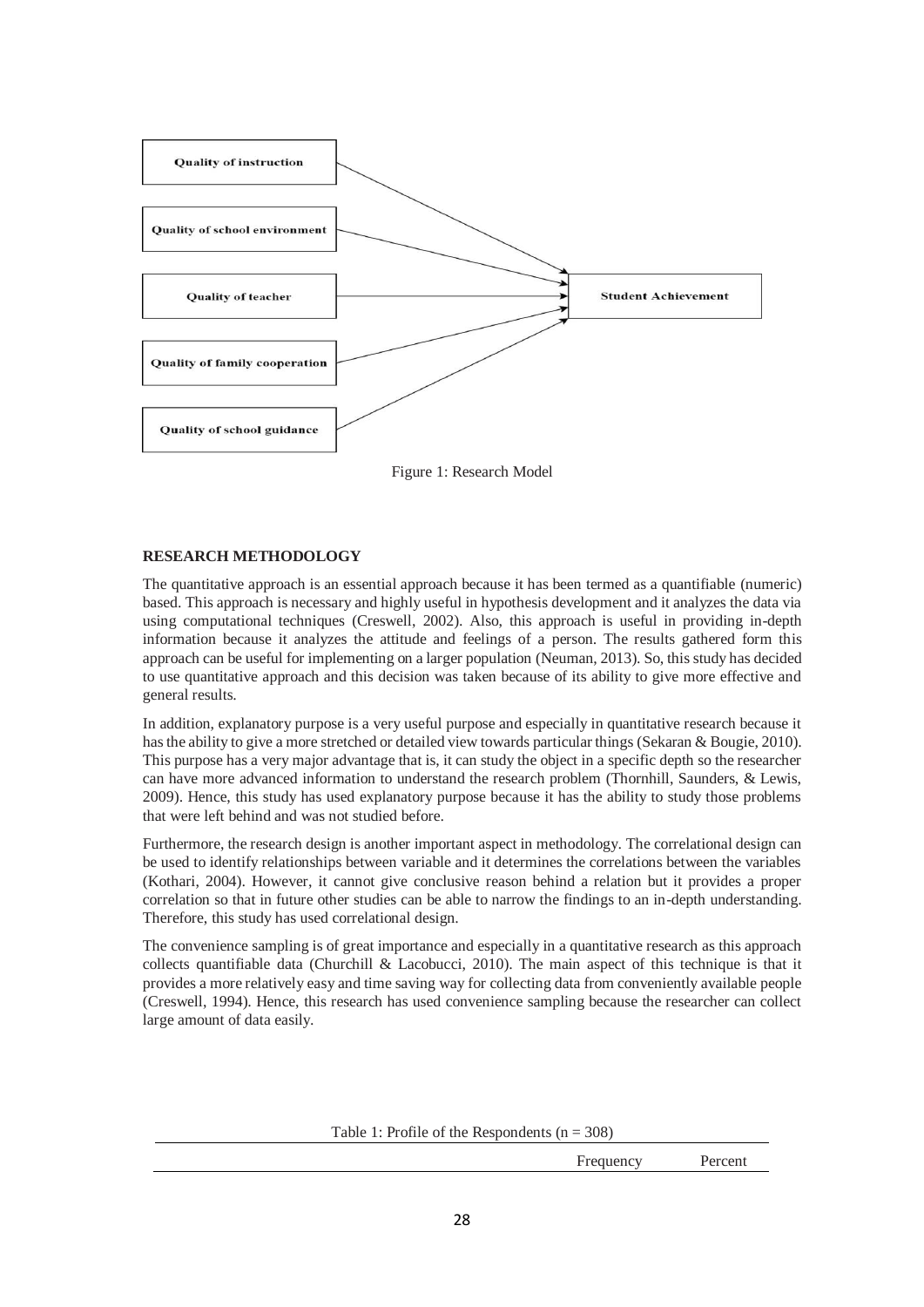Quality of instruction

Quality of school environment

Quality of teacher

Quality of family cooperation

Quality of school guidance

Student Achievement

Figure 1: Research Model

**RESEARCH METHODOLOGY**

The quantitative approach is an essential approach because it has been termed as a quantifiable (numeric) based. This approach is necessary and highly useful in hypothesis development and it analyzes the data via using computational techniques (Creswell, 2002). Also, this approach is useful in providing in-depth information because it analyzes the attitude and feelings of a person. The results gathered form this approach can be useful for implementing on a larger population (Neuman, 2013). So, this study has decided to use quantitative approach and this decision was taken because of its ability to give more effective and general results.

In addition, explanatory purpose is a very useful purpose and especially in quantitative research because it has the ability to give a more stretched or detailed view towards particular things (Sekaran & Bougie, 2010). This purpose has a very major advantage that is, it can study the object in a specific depth so the researcher can have more advanced information to understand the research problem (Thornhill, Saunders, & Lewis, 2009). Hence, this study has used explanatory purpose because it has the ability to study those problems that were left behind and was not studied before.

Furthermore, the research design is another important aspect in methodology. The correlational design can be used to identify relationships between variable and it determines the correlations between the variables (Kothari, 2004). However, it cannot give conclusive reason behind a relation but it provides a proper correlation so that in future other studies can be able to narrow the findings to an in-depth understanding. Therefore, this study has used correlational design.

The convenience sampling is of great importance and especially in a quantitative research as this approach collects quantifiable data (Churchill & Lacobucci, 2010). The main aspect of this technique is that it provides a more relatively easy and time saving way for collecting data from conveniently available people (Creswell, 1994). Hence, this research has used convenience sampling because the researcher can collect large amount of data easily.

Table 1: Profile of the Respondents (n = 308)

| | Frequency | Percent |
|---|---|---|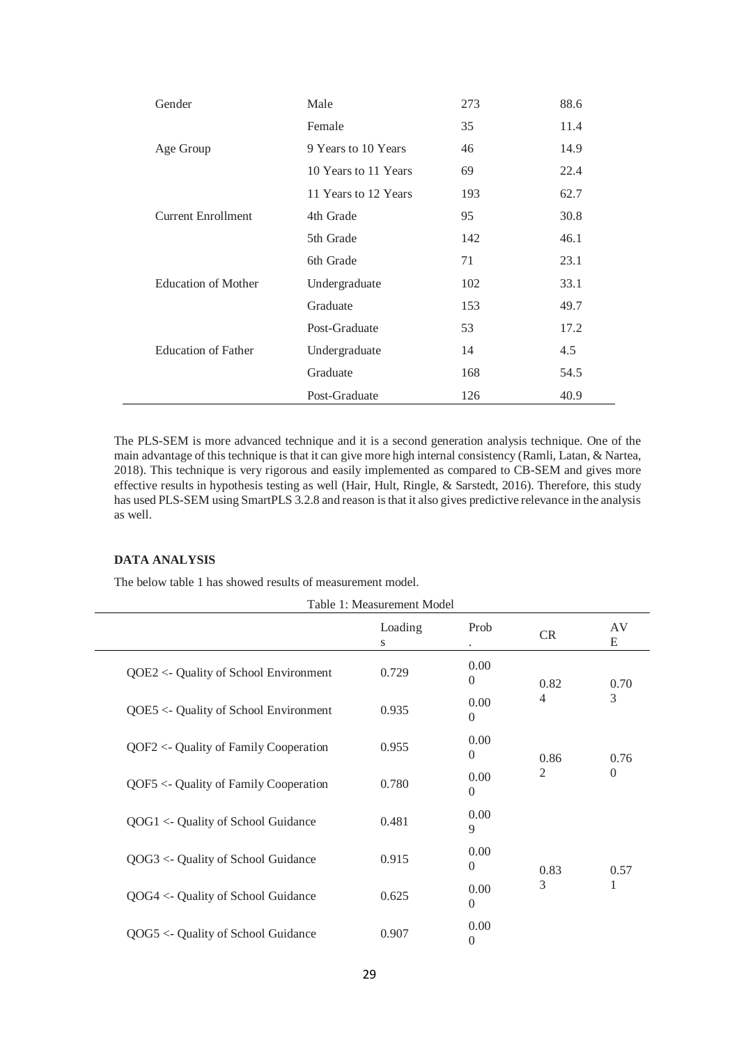| Gender | Male | 273 | 88.6 |
|---|---|---|---|
| | Female | 35 | 11.4 |
| Age Group | 9 Years to 10 Years | 46 | 14.9 |
| | 10 Years to 11 Years | 69 | 22.4 |
| | 11 Years to 12 Years | 193 | 62.7 |
| Current Enrollment | 4th Grade | 95 | 30.8 |
| | 5th Grade | 142 | 46.1 |
| | 6th Grade | 71 | 23.1 |
| Education of Mother | Undergraduate | 102 | 33.1 |
| | Graduate | 153 | 49.7 |
| | Post-Graduate | 53 | 17.2 |
| Education of Father | Undergraduate | 14 | 4.5 |
| | Graduate | 168 | 54.5 |
| | Post-Graduate | 126 | 40.9 |

The PLS-SEM is more advanced technique and it is a second generation analysis technique. One of the main advantage of this technique is that it can give more high internal consistency (Ramli, Latan, & Nartea, 2018). This technique is very rigorous and easily implemented as compared to CB-SEM and gives more effective results in hypothesis testing as well (Hair, Hult, Ringle, & Sarstedt, 2016). Therefore, this study has used PLS-SEM using SmartPLS 3.2.8 and reason is that it also gives predictive relevance in the analysis as well.

**DATA ANALYSIS**

The below table 1 has showed results of measurement model.

Table 1: Measurement Model

| | Loadings | Prob. | CR | AVE |
|---|---|---|---|---|
| QOE2 <- Quality of School Environment | 0.729 | 0.000 | 0.824 | 0.703 |
| QOE5 <- Quality of School Environment | 0.935 | 0.000 | | |
| QOF2 <- Quality of Family Cooperation | 0.955 | 0.000 | 0.862 | 0.760 |
| QOF5 <- Quality of Family Cooperation | 0.780 | 0.000 | | |
| QOG1 <- Quality of School Guidance | 0.481 | 0.009 | 0.833 | 0.571 |
| QOG3 <- Quality of School Guidance | 0.915 | 0.000 | | |
| QOG4 <- Quality of School Guidance | 0.625 | 0.000 | | |
| QOG5 <- Quality of School Guidance | 0.907 | 0.000 | | |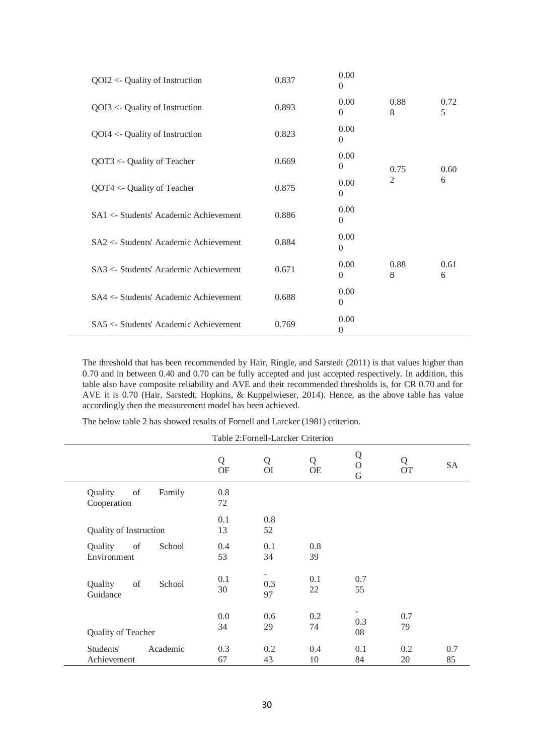| | | | | |
|---|---|---|---|---|
| QOI2 <- Quality of Instruction | 0.837 | 0.000 | | |
| QOI3 <- Quality of Instruction | 0.893 | 0.000 | 0.888 | 0.725 |
| QOI4 <- Quality of Instruction | 0.823 | 0.000 | | |
| QOT3 <- Quality of Teacher | 0.669 | 0.000 | 0.752 | 0.606 |
| QOT4 <- Quality of Teacher | 0.875 | 0.000 | | |
| SA1 <- Students' Academic Achievement | 0.886 | 0.000 | | |
| SA2 <- Students' Academic Achievement | 0.884 | 0.000 | | |
| SA3 <- Students' Academic Achievement | 0.671 | 0.000 | 0.888 | 0.616 |
| SA4 <- Students' Academic Achievement | 0.688 | 0.000 | | |
| SA5 <- Students' Academic Achievement | 0.769 | 0.000 | | |

The threshold that has been recommended by Hair, Ringle, and Sarstedt (2011) is that values higher than 0.70 and in between 0.40 and 0.70 can be fully accepted and just accepted respectively. In addition, this table also have composite reliability and AVE and their recommended thresholds is, for CR 0.70 and for AVE it is 0.70 (Hair, Sarstedt, Hopkins, & Kuppelwieser, 2014). Hence, as the above table has value accordingly then the measurement model has been achieved.

The below table 2 has showed results of Fornell and Larcker (1981) criterion.

Table 2:Fornell-Larcker Criterion

| | QOF | QOI | QOE | QOG | QOT | SA |
|---|---|---|---|---|---|---|
| Quality of Family Cooperation | 0.872 | | | | | |
| Quality of Instruction | 0.113 | 0.852 | | | | |
| Quality of School Environment | 0.453 | 0.134 | 0.839 | | | |
| Quality of School Guidance | 0.130 | -0.397 | 0.122 | 0.755 | | |
| Quality of Teacher | 0.034 | 0.629 | 0.274 | -0.308 | 0.779 | |
| Students' Academic Achievement | 0.367 | 0.243 | 0.410 | 0.184 | 0.220 | 0.785 |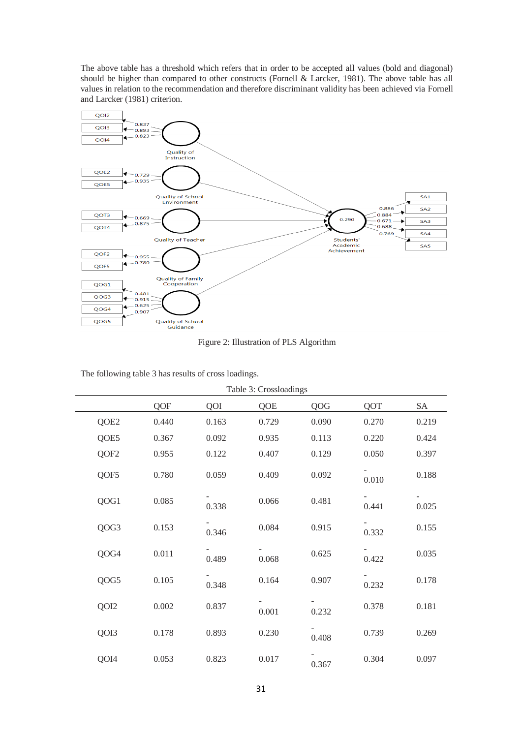The above table has a threshold which refers that in order to be accepted all values (bold and diagonal) should be higher than compared to other constructs (Fornell & Larcker, 1981). The above table has all values in relation to the recommendation and therefore discriminant validity has been achieved via Fornell and Larcker (1981) criterion.

Figure 2: Illustration of PLS Algorithm

The following table 3 has results of cross loadings.

Table 3: Crossloadings

| | QOF | QOI | QOE | QOG | QOT | SA |
|---|---|---|---|---|---|---|
| QOE2 | 0.440 | 0.163 | 0.729 | 0.090 | 0.270 | 0.219 |
| QOE5 | 0.367 | 0.092 | 0.935 | 0.113 | 0.220 | 0.424 |
| QOF2 | 0.955 | 0.122 | 0.407 | 0.129 | 0.050 | 0.397 |
| QOF5 | 0.780 | 0.059 | 0.409 | 0.092 | -0.010 | 0.188 |
| QOG1 | 0.085 | -0.338 | 0.066 | 0.481 | -0.441 | -0.025 |
| QOG3 | 0.153 | -0.346 | 0.084 | 0.915 | -0.332 | 0.155 |
| QOG4 | 0.011 | -0.489 | -0.068 | 0.625 | -0.422 | 0.035 |
| QOG5 | 0.105 | -0.348 | 0.164 | 0.907 | -0.232 | 0.178 |
| QOI2 | 0.002 | 0.837 | -0.001 | -0.232 | 0.378 | 0.181 |
| QOI3 | 0.178 | 0.893 | 0.230 | -0.408 | 0.739 | 0.269 |
| QOI4 | 0.053 | 0.823 | 0.017 | -0.367 | 0.304 | 0.097 |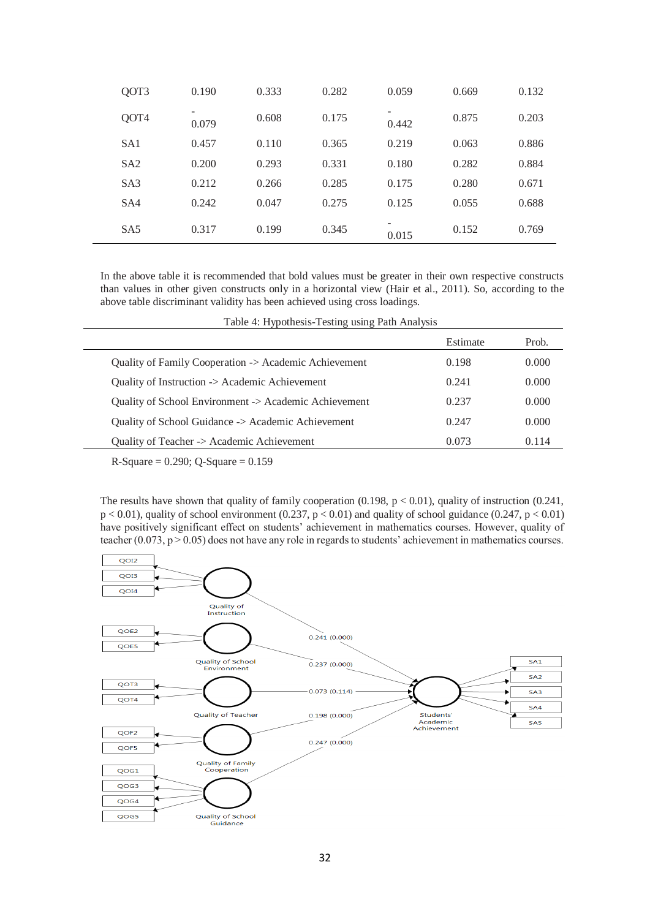| | | | | | | |
|---|---|---|---|---|---|---|
| QOT3 | 0.190 | 0.333 | 0.282 | 0.059 | 0.669 | 0.132 |
| QOT4 | -0.079 | 0.608 | 0.175 | -0.442 | 0.875 | 0.203 |
| SA1 | 0.457 | 0.110 | 0.365 | 0.219 | 0.063 | 0.886 |
| SA2 | 0.200 | 0.293 | 0.331 | 0.180 | 0.282 | 0.884 |
| SA3 | 0.212 | 0.266 | 0.285 | 0.175 | 0.280 | 0.671 |
| SA4 | 0.242 | 0.047 | 0.275 | 0.125 | 0.055 | 0.688 |
| SA5 | 0.317 | 0.199 | 0.345 | -0.015 | 0.152 | 0.769 |

In the above table it is recommended that bold values must be greater in their own respective constructs than values in other given constructs only in a horizontal view (Hair et al., 2011). So, according to the above table discriminant validity has been achieved using cross loadings.

Table 4: Hypothesis-Testing using Path Analysis

| | Estimate | Prob. |
|---|---|---|
| Quality of Family Cooperation -> Academic Achievement | 0.198 | 0.000 |
| Quality of Instruction -> Academic Achievement | 0.241 | 0.000 |
| Quality of School Environment -> Academic Achievement | 0.237 | 0.000 |
| Quality of School Guidance -> Academic Achievement | 0.247 | 0.000 |
| Quality of Teacher -> Academic Achievement | 0.073 | 0.114 |

R-Square = 0.290; Q-Square = 0.159

The results have shown that quality of family cooperation (0.198, $p < 0.01$), quality of instruction (0.241, $p < 0.01$), quality of school environment (0.237, $p < 0.01$) and quality of school guidance (0.247, $p < 0.01$) have positively significant effect on students' achievement in mathematics courses. However, quality of teacher (0.073, $p > 0.05$) does not have any role in regards to students' achievement in mathematics courses.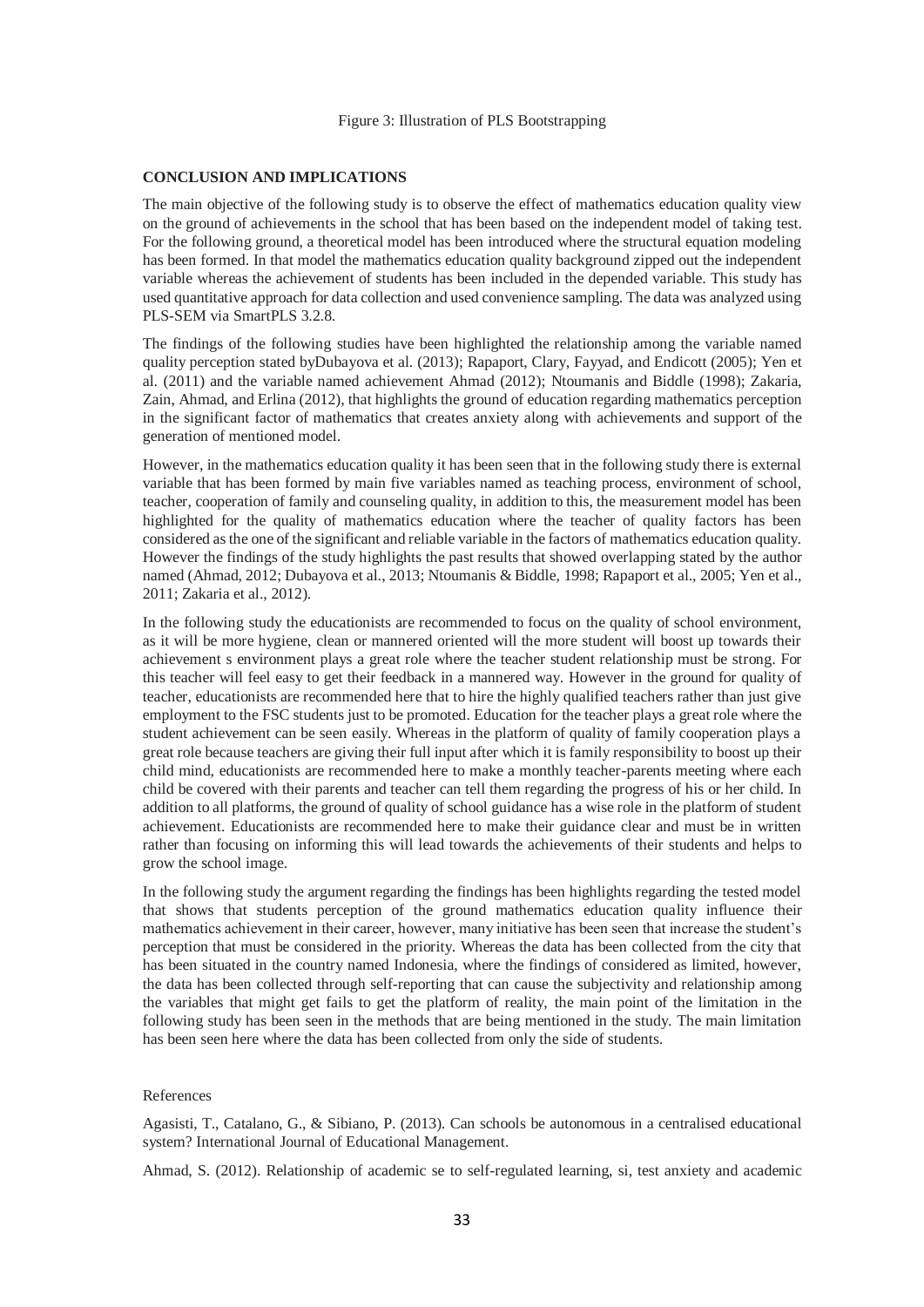Figure 3: Illustration of PLS Bootstrapping

## CONCLUSION AND IMPLICATIONS

The main objective of the following study is to observe the effect of mathematics education quality view on the ground of achievements in the school that has been based on the independent model of taking test. For the following ground, a theoretical model has been introduced where the structural equation modeling has been formed. In that model the mathematics education quality background zipped out the independent variable whereas the achievement of students has been included in the depended variable. This study has used quantitative approach for data collection and used convenience sampling. The data was analyzed using PLS-SEM via SmartPLS 3.2.8.

The findings of the following studies have been highlighted the relationship among the variable named quality perception stated byDubayova et al. (2013); Rapaport, Clary, Fayyad, and Endicott (2005); Yen et al. (2011) and the variable named achievement Ahmad (2012); Ntoumanis and Biddle (1998); Zakaria, Zain, Ahmad, and Erlina (2012), that highlights the ground of education regarding mathematics perception in the significant factor of mathematics that creates anxiety along with achievements and support of the generation of mentioned model.

However, in the mathematics education quality it has been seen that in the following study there is external variable that has been formed by main five variables named as teaching process, environment of school, teacher, cooperation of family and counseling quality, in addition to this, the measurement model has been highlighted for the quality of mathematics education where the teacher of quality factors has been considered as the one of the significant and reliable variable in the factors of mathematics education quality. However the findings of the study highlights the past results that showed overlapping stated by the author named (Ahmad, 2012; Dubayova et al., 2013; Ntoumanis & Biddle, 1998; Rapaport et al., 2005; Yen et al., 2011; Zakaria et al., 2012).

In the following study the educationists are recommended to focus on the quality of school environment, as it will be more hygiene, clean or mannered oriented will the more student will boost up towards their achievement s environment plays a great role where the teacher student relationship must be strong. For this teacher will feel easy to get their feedback in a mannered way. However in the ground for quality of teacher, educationists are recommended here that to hire the highly qualified teachers rather than just give employment to the FSC students just to be promoted. Education for the teacher plays a great role where the student achievement can be seen easily. Whereas in the platform of quality of family cooperation plays a great role because teachers are giving their full input after which it is family responsibility to boost up their child mind, educationists are recommended here to make a monthly teacher-parents meeting where each child be covered with their parents and teacher can tell them regarding the progress of his or her child. In addition to all platforms, the ground of quality of school guidance has a wise role in the platform of student achievement. Educationists are recommended here to make their guidance clear and must be in written rather than focusing on informing this will lead towards the achievements of their students and helps to grow the school image.

In the following study the argument regarding the findings has been highlights regarding the tested model that shows that students perception of the ground mathematics education quality influence their mathematics achievement in their career, however, many initiative has been seen that increase the student's perception that must be considered in the priority. Whereas the data has been collected from the city that has been situated in the country named Indonesia, where the findings of considered as limited, however, the data has been collected through self-reporting that can cause the subjectivity and relationship among the variables that might get fails to get the platform of reality, the main point of the limitation in the following study has been seen in the methods that are being mentioned in the study. The main limitation has been seen here where the data has been collected from only the side of students.

References

Agasisti, T., Catalano, G., & Sibiano, P. (2013). Can schools be autonomous in a centralised educational system? International Journal of Educational Management.

Ahmad, S. (2012). Relationship of academic se to self-regulated learning, si, test anxiety and academic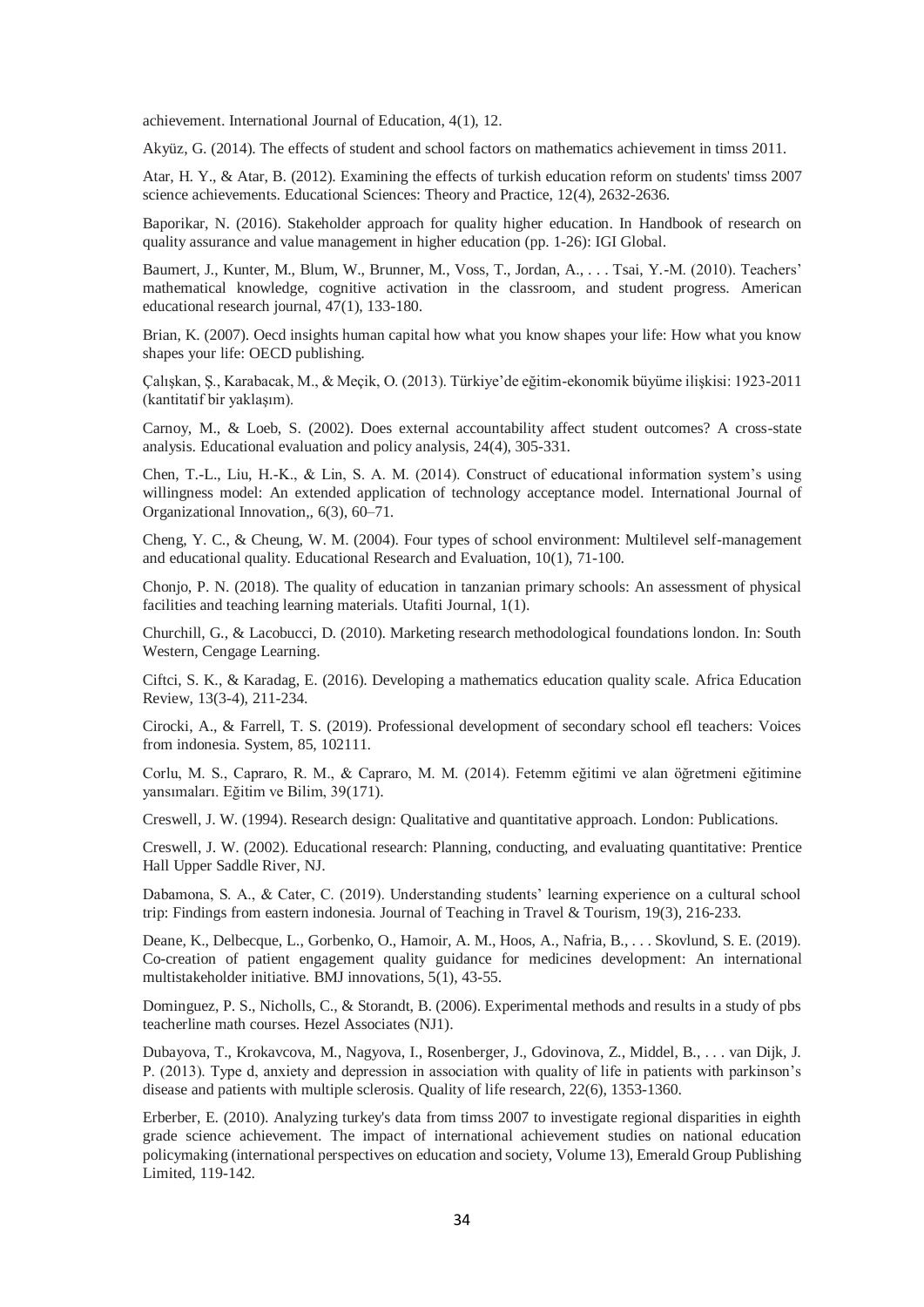achievement. International Journal of Education, 4(1), 12.

Akyüz, G. (2014). The effects of student and school factors on mathematics achievement in timss 2011.

Atar, H. Y., & Atar, B. (2012). Examining the effects of turkish education reform on students' timss 2007 science achievements. Educational Sciences: Theory and Practice, 12(4), 2632-2636.

Baporikar, N. (2016). Stakeholder approach for quality higher education. In Handbook of research on quality assurance and value management in higher education (pp. 1-26): IGI Global.

Baumert, J., Kunter, M., Blum, W., Brunner, M., Voss, T., Jordan, A., . . . Tsai, Y.-M. (2010). Teachers' mathematical knowledge, cognitive activation in the classroom, and student progress. American educational research journal, 47(1), 133-180.

Brian, K. (2007). Oecd insights human capital how what you know shapes your life: How what you know shapes your life: OECD publishing.

Çalışkan, Ş., Karabacak, M., & Meçik, O. (2013). Türkiye'de eğitim-ekonomik büyüme ilişkisi: 1923-2011 (kantitatif bir yaklaşım).

Carnoy, M., & Loeb, S. (2002). Does external accountability affect student outcomes? A cross-state analysis. Educational evaluation and policy analysis, 24(4), 305-331.

Chen, T.-L., Liu, H.-K., & Lin, S. A. M. (2014). Construct of educational information system's using willingness model: An extended application of technology acceptance model. International Journal of Organizational Innovation,, 6(3), 60–71.

Cheng, Y. C., & Cheung, W. M. (2004). Four types of school environment: Multilevel self-management and educational quality. Educational Research and Evaluation, 10(1), 71-100.

Chonjo, P. N. (2018). The quality of education in tanzanian primary schools: An assessment of physical facilities and teaching learning materials. Utafiti Journal, 1(1).

Churchill, G., & Lacobucci, D. (2010). Marketing research methodological foundations london. In: South Western, Cengage Learning.

Ciftci, S. K., & Karadag, E. (2016). Developing a mathematics education quality scale. Africa Education Review, 13(3-4), 211-234.

Cirocki, A., & Farrell, T. S. (2019). Professional development of secondary school efl teachers: Voices from indonesia. System, 85, 102111.

Corlu, M. S., Capraro, R. M., & Capraro, M. M. (2014). Fetemm eğitimi ve alan öğretmeni eğitimine yansımaları. Eğitim ve Bilim, 39(171).

Creswell, J. W. (1994). Research design: Qualitative and quantitative approach. London: Publications.

Creswell, J. W. (2002). Educational research: Planning, conducting, and evaluating quantitative: Prentice Hall Upper Saddle River, NJ.

Dabamona, S. A., & Cater, C. (2019). Understanding students' learning experience on a cultural school trip: Findings from eastern indonesia. Journal of Teaching in Travel & Tourism, 19(3), 216-233.

Deane, K., Delbecque, L., Gorbenko, O., Hamoir, A. M., Hoos, A., Nafria, B., . . . Skovlund, S. E. (2019). Co-creation of patient engagement quality guidance for medicines development: An international multistakeholder initiative. BMJ innovations, 5(1), 43-55.

Dominguez, P. S., Nicholls, C., & Storandt, B. (2006). Experimental methods and results in a study of pbs teacherline math courses. Hezel Associates (NJ1).

Dubayova, T., Krokavcova, M., Nagyova, I., Rosenberger, J., Gdovinova, Z., Middel, B., . . . van Dijk, J. P. (2013). Type d, anxiety and depression in association with quality of life in patients with parkinson's disease and patients with multiple sclerosis. Quality of life research, 22(6), 1353-1360.

Erberber, E. (2010). Analyzing turkey's data from timss 2007 to investigate regional disparities in eighth grade science achievement. The impact of international achievement studies on national education policymaking (international perspectives on education and society, Volume 13), Emerald Group Publishing Limited, 119-142.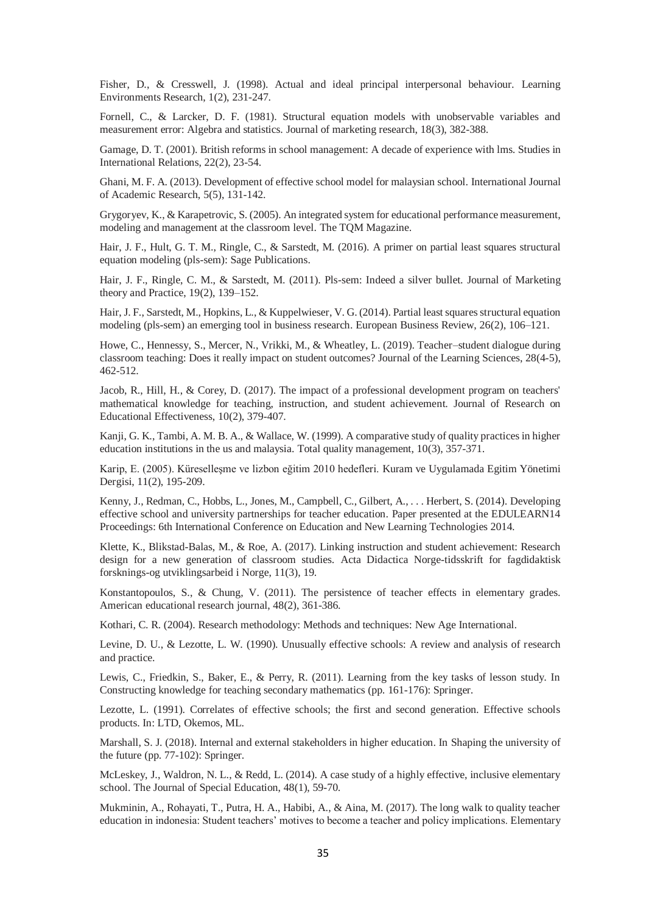Fisher, D., & Cresswell, J. (1998). Actual and ideal principal interpersonal behaviour. Learning Environments Research, 1(2), 231-247.

Fornell, C., & Larcker, D. F. (1981). Structural equation models with unobservable variables and measurement error: Algebra and statistics. Journal of marketing research, 18(3), 382-388.

Gamage, D. T. (2001). British reforms in school management: A decade of experience with lms. Studies in International Relations, 22(2), 23-54.

Ghani, M. F. A. (2013). Development of effective school model for malaysian school. International Journal of Academic Research, 5(5), 131-142.

Grygoryev, K., & Karapetrovic, S. (2005). An integrated system for educational performance measurement, modeling and management at the classroom level. The TQM Magazine.

Hair, J. F., Hult, G. T. M., Ringle, C., & Sarstedt, M. (2016). A primer on partial least squares structural equation modeling (pls-sem): Sage Publications.

Hair, J. F., Ringle, C. M., & Sarstedt, M. (2011). Pls-sem: Indeed a silver bullet. Journal of Marketing theory and Practice, 19(2), 139–152.

Hair, J. F., Sarstedt, M., Hopkins, L., & Kuppelwieser, V. G. (2014). Partial least squares structural equation modeling (pls-sem) an emerging tool in business research. European Business Review, 26(2), 106–121.

Howe, C., Hennessy, S., Mercer, N., Vrikki, M., & Wheatley, L. (2019). Teacher–student dialogue during classroom teaching: Does it really impact on student outcomes? Journal of the Learning Sciences, 28(4-5), 462-512.

Jacob, R., Hill, H., & Corey, D. (2017). The impact of a professional development program on teachers' mathematical knowledge for teaching, instruction, and student achievement. Journal of Research on Educational Effectiveness, 10(2), 379-407.

Kanji, G. K., Tambi, A. M. B. A., & Wallace, W. (1999). A comparative study of quality practices in higher education institutions in the us and malaysia. Total quality management, 10(3), 357-371.

Karip, E. (2005). Küreselleşme ve lizbon eğitim 2010 hedefleri. Kuram ve Uygulamada Egitim Yönetimi Dergisi, 11(2), 195-209.

Kenny, J., Redman, C., Hobbs, L., Jones, M., Campbell, C., Gilbert, A., . . . Herbert, S. (2014). Developing effective school and university partnerships for teacher education. Paper presented at the EDULEARN14 Proceedings: 6th International Conference on Education and New Learning Technologies 2014.

Klette, K., Blikstad-Balas, M., & Roe, A. (2017). Linking instruction and student achievement: Research design for a new generation of classroom studies. Acta Didactica Norge-tidsskrift for fagdidaktisk forsknings-og utviklingsarbeid i Norge, 11(3), 19.

Konstantopoulos, S., & Chung, V. (2011). The persistence of teacher effects in elementary grades. American educational research journal, 48(2), 361-386.

Kothari, C. R. (2004). Research methodology: Methods and techniques: New Age International.

Levine, D. U., & Lezotte, L. W. (1990). Unusually effective schools: A review and analysis of research and practice.

Lewis, C., Friedkin, S., Baker, E., & Perry, R. (2011). Learning from the key tasks of lesson study. In Constructing knowledge for teaching secondary mathematics (pp. 161-176): Springer.

Lezotte, L. (1991). Correlates of effective schools; the first and second generation. Effective schools products. In: LTD, Okemos, ML.

Marshall, S. J. (2018). Internal and external stakeholders in higher education. In Shaping the university of the future (pp. 77-102): Springer.

McLeskey, J., Waldron, N. L., & Redd, L. (2014). A case study of a highly effective, inclusive elementary school. The Journal of Special Education, 48(1), 59-70.

Mukminin, A., Rohayati, T., Putra, H. A., Habibi, A., & Aina, M. (2017). The long walk to quality teacher education in indonesia: Student teachers' motives to become a teacher and policy implications. Elementary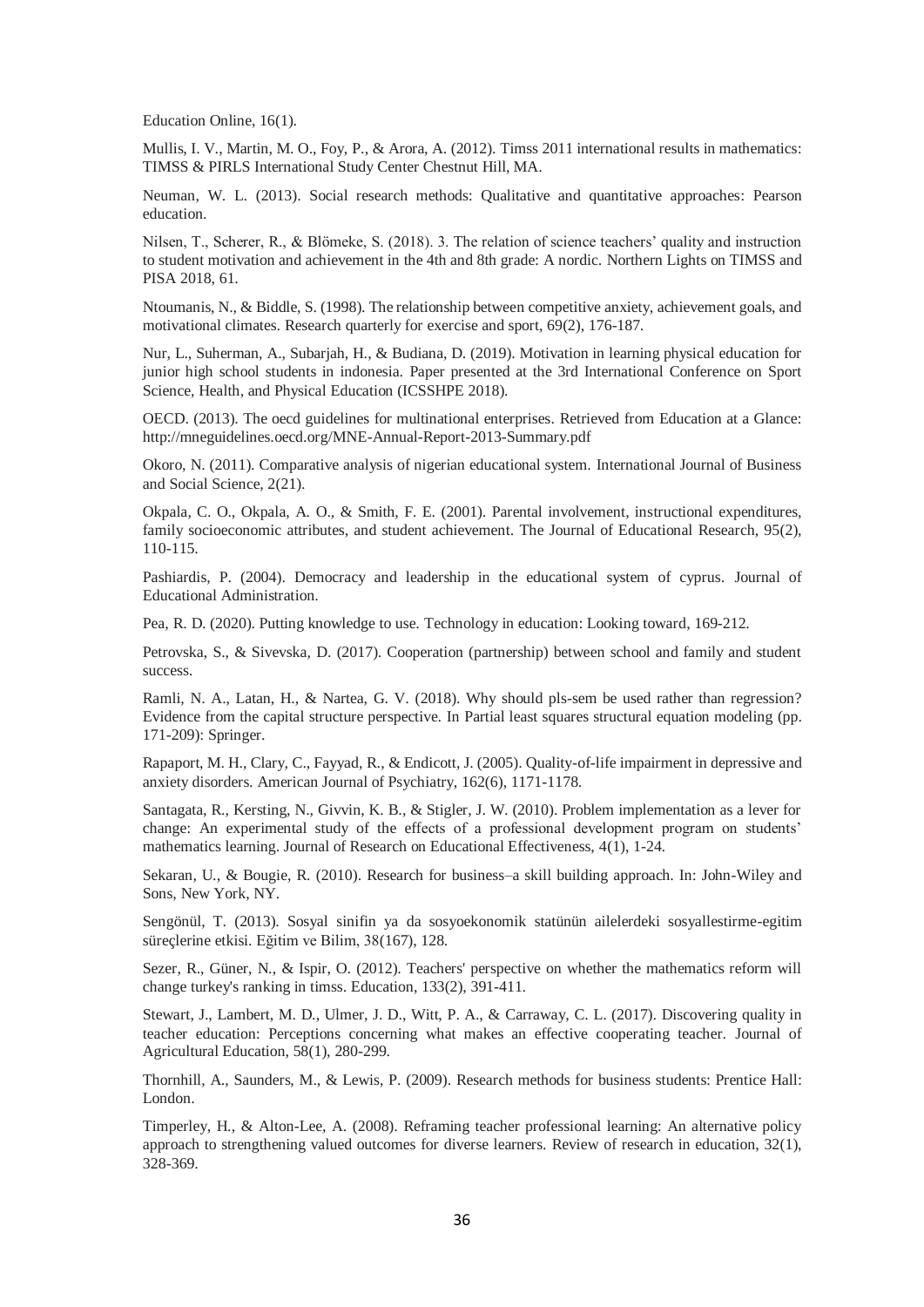Education Online, 16(1).

Mullis, I. V., Martin, M. O., Foy, P., & Arora, A. (2012). Timss 2011 international results in mathematics: TIMSS & PIRLS International Study Center Chestnut Hill, MA.

Neuman, W. L. (2013). Social research methods: Qualitative and quantitative approaches: Pearson education.

Nilsen, T., Scherer, R., & Blömeke, S. (2018). 3. The relation of science teachers' quality and instruction to student motivation and achievement in the 4th and 8th grade: A nordic. Northern Lights on TIMSS and PISA 2018, 61.

Ntoumanis, N., & Biddle, S. (1998). The relationship between competitive anxiety, achievement goals, and motivational climates. Research quarterly for exercise and sport, 69(2), 176-187.

Nur, L., Suherman, A., Subarjah, H., & Budiana, D. (2019). Motivation in learning physical education for junior high school students in indonesia. Paper presented at the 3rd International Conference on Sport Science, Health, and Physical Education (ICSSHPE 2018).

OECD. (2013). The oecd guidelines for multinational enterprises. Retrieved from Education at a Glance: http://mneguidelines.oecd.org/MNE-Annual-Report-2013-Summary.pdf

Okoro, N. (2011). Comparative analysis of nigerian educational system. International Journal of Business and Social Science, 2(21).

Okpala, C. O., Okpala, A. O., & Smith, F. E. (2001). Parental involvement, instructional expenditures, family socioeconomic attributes, and student achievement. The Journal of Educational Research, 95(2), 110-115.

Pashiardis, P. (2004). Democracy and leadership in the educational system of cyprus. Journal of Educational Administration.

Pea, R. D. (2020). Putting knowledge to use. Technology in education: Looking toward, 169-212.

Petrovska, S., & Sivevska, D. (2017). Cooperation (partnership) between school and family and student success.

Ramli, N. A., Latan, H., & Nartea, G. V. (2018). Why should pls-sem be used rather than regression? Evidence from the capital structure perspective. In Partial least squares structural equation modeling (pp. 171-209): Springer.

Rapaport, M. H., Clary, C., Fayyad, R., & Endicott, J. (2005). Quality-of-life impairment in depressive and anxiety disorders. American Journal of Psychiatry, 162(6), 1171-1178.

Santagata, R., Kersting, N., Givvin, K. B., & Stigler, J. W. (2010). Problem implementation as a lever for change: An experimental study of the effects of a professional development program on students' mathematics learning. Journal of Research on Educational Effectiveness, 4(1), 1-24.

Sekaran, U., & Bougie, R. (2010). Research for business–a skill building approach. In: John-Wiley and Sons, New York, NY.

Sengönül, T. (2013). Sosyal sinifin ya da sosyoekonomik statünün ailelerdeki sosyallestirme-egitim süreçlerine etkisi. Eğitim ve Bilim, 38(167), 128.

Sezer, R., Güner, N., & Ispir, O. (2012). Teachers' perspective on whether the mathematics reform will change turkey's ranking in timss. Education, 133(2), 391-411.

Stewart, J., Lambert, M. D., Ulmer, J. D., Witt, P. A., & Carraway, C. L. (2017). Discovering quality in teacher education: Perceptions concerning what makes an effective cooperating teacher. Journal of Agricultural Education, 58(1), 280-299.

Thornhill, A., Saunders, M., & Lewis, P. (2009). Research methods for business students: Prentice Hall: London.

Timperley, H., & Alton-Lee, A. (2008). Reframing teacher professional learning: An alternative policy approach to strengthening valued outcomes for diverse learners. Review of research in education, 32(1), 328-369.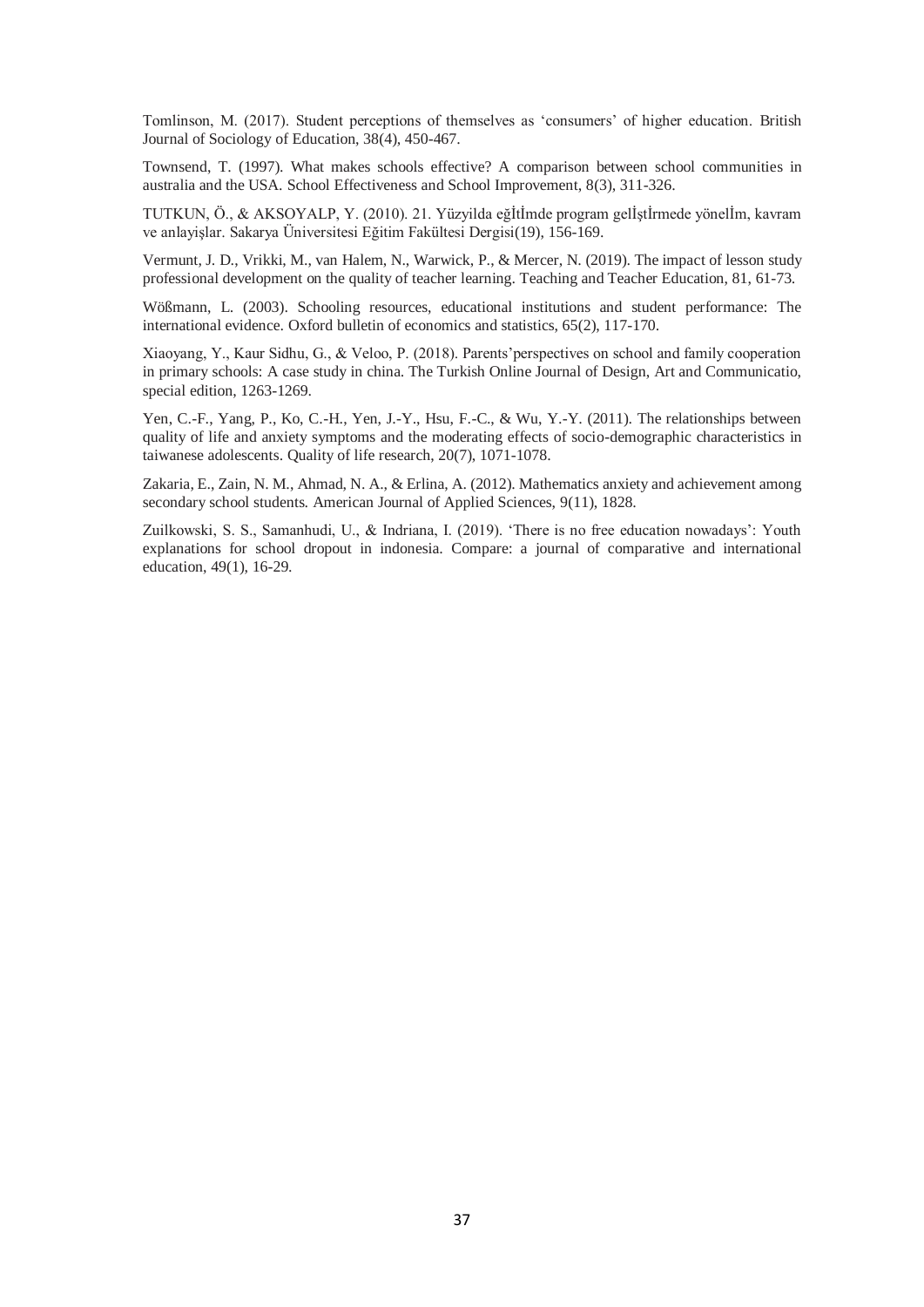Tomlinson, M. (2017). Student perceptions of themselves as 'consumers' of higher education. British Journal of Sociology of Education, 38(4), 450-467.

Townsend, T. (1997). What makes schools effective? A comparison between school communities in australia and the USA. School Effectiveness and School Improvement, 8(3), 311-326.

TUTKUN, Ö., & AKSOYALP, Y. (2010). 21. Yüzyilda eğİtİmde program gelİştİrmede yönelİm, kavram ve anlayişlar. Sakarya Üniversitesi Eğitim Fakültesi Dergisi(19), 156-169.

Vermunt, J. D., Vrikki, M., van Halem, N., Warwick, P., & Mercer, N. (2019). The impact of lesson study professional development on the quality of teacher learning. Teaching and Teacher Education, 81, 61-73.

Wößmann, L. (2003). Schooling resources, educational institutions and student performance: The international evidence. Oxford bulletin of economics and statistics, 65(2), 117-170.

Xiaoyang, Y., Kaur Sidhu, G., & Veloo, P. (2018). Parents'perspectives on school and family cooperation in primary schools: A case study in china. The Turkish Online Journal of Design, Art and Communicatio, special edition, 1263-1269.

Yen, C.-F., Yang, P., Ko, C.-H., Yen, J.-Y., Hsu, F.-C., & Wu, Y.-Y. (2011). The relationships between quality of life and anxiety symptoms and the moderating effects of socio-demographic characteristics in taiwanese adolescents. Quality of life research, 20(7), 1071-1078.

Zakaria, E., Zain, N. M., Ahmad, N. A., & Erlina, A. (2012). Mathematics anxiety and achievement among secondary school students. American Journal of Applied Sciences, 9(11), 1828.

Zuilkowski, S. S., Samanhudi, U., & Indriana, I. (2019). 'There is no free education nowadays': Youth explanations for school dropout in indonesia. Compare: a journal of comparative and international education, 49(1), 16-29.